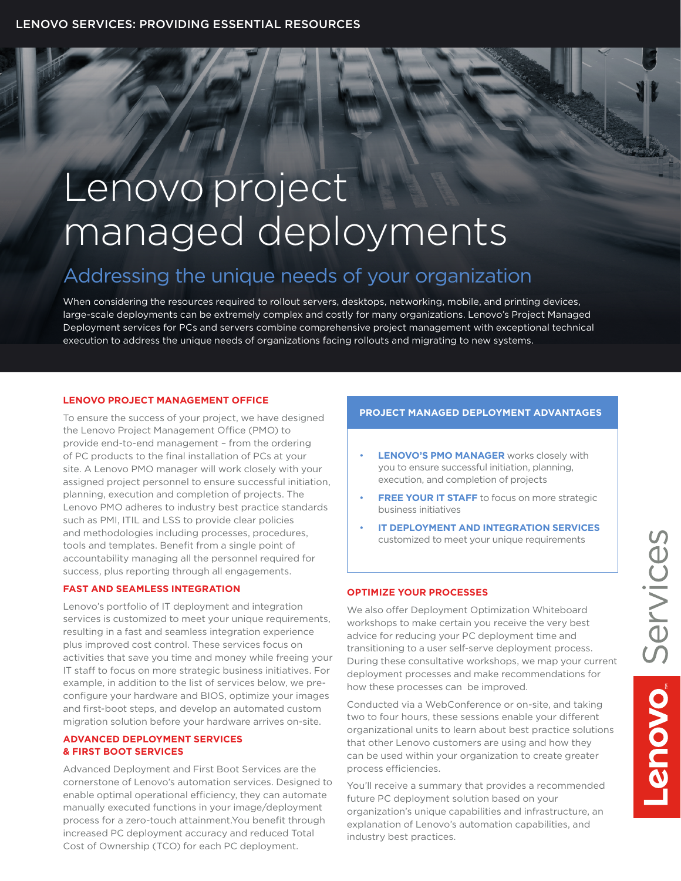LENOVO SERVICES: PROVIDING ESSENTIAL RESOURCES

# Lenovo project managed deployments

## Addressing the unique needs of your organization

When considering the resources required to rollout servers, desktops, networking, mobile, and printing devices, large-scale deployments can be extremely complex and costly for many organizations. Lenovo's Project Managed Deployment services for PCs and servers combine comprehensive project management with exceptional technical execution to address the unique needs of organizations facing rollouts and migrating to new systems.

### LENOVO PROJECT MANAGEMENT OFFICE

To ensure the success of your project, we have designed the Lenovo Project Management Office (PMO) to provide end-to-end management – from the ordering of PC products to the final installation of PCs at your site. A Lenovo PMO manager will work closely with your assigned project personnel to ensure successful initiation, planning, execution and completion of projects. The Lenovo PMO adheres to industry best practice standards such as PMI, ITIL and LSS to provide clear policies and methodologies including processes, procedures, tools and templates. Benefit from a single point of accountability managing all the personnel required for success, plus reporting through all engagements.

### FAST AND SEAMLESS INTEGRATION

Lenovo's portfolio of IT deployment and integration services is customized to meet your unique requirements, resulting in a fast and seamless integration experience plus improved cost control. These services focus on activities that save you time and money while freeing your IT staff to focus on more strategic business initiatives. For example, in addition to the list of services below, we pre-configure your hardware and BIOS, optimize your images and first-boot steps, and develop an automated custom migration solution before your hardware arrives on-site.

### ADVANCED DEPLOYMENT SERVICES & FIRST BOOT SERVICES

Advanced Deployment and First Boot Services are the cornerstone of Lenovo's automation services. Designed to enable optimal operational efficiency, they can automate manually executed functions in your image/deployment process for a zero-touch attainment.You benefit through increased PC deployment accuracy and reduced Total Cost of Ownership (TCO) for each PC deployment.

### PROJECT MANAGED DEPLOYMENT ADVANTAGES

- **LENOVO'S PMO MANAGER** works closely with you to ensure successful initiation, planning, execution, and completion of projects
- **FREE YOUR IT STAFF** to focus on more strategic business initiatives
- **IT DEPLOYMENT AND INTEGRATION SERVICES** customized to meet your unique requirements

### OPTIMIZE YOUR PROCESSES

We also offer Deployment Optimization Whiteboard workshops to make certain you receive the very best advice for reducing your PC deployment time and transitioning to a user self-serve deployment process. During these consultative workshops, we map your current deployment processes and make recommendations for how these processes can be improved.

Conducted via a WebConference or on-site, and taking two to four hours, these sessions enable your different organizational units to learn about best practice solutions that other Lenovo customers are using and how they can be used within your organization to create greater process efficiencies.

You'll receive a summary that provides a recommended future PC deployment solution based on your organization's unique capabilities and infrastructure, an explanation of Lenovo's automation capabilities, and industry best practices.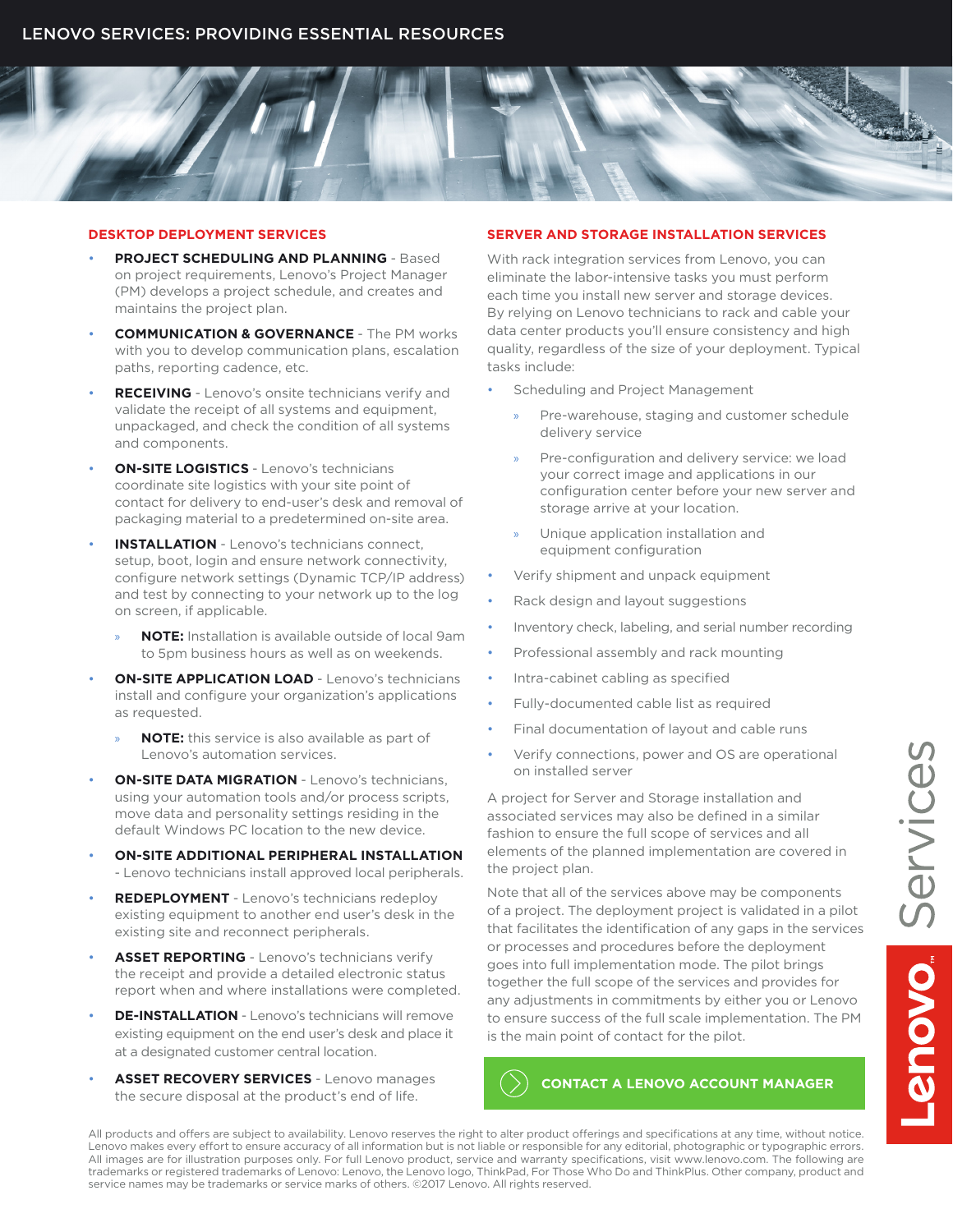# LENOVO SERVICES: PROVIDING ESSENTIAL RESOURCES

## DESKTOP DEPLOYMENT SERVICES

- **PROJECT SCHEDULING AND PLANNING** - Based on project requirements, Lenovo's Project Manager (PM) develops a project schedule, and creates and maintains the project plan.
- **COMMUNICATION & GOVERNANCE** - The PM works with you to develop communication plans, escalation paths, reporting cadence, etc.
- **RECEIVING** - Lenovo's onsite technicians verify and validate the receipt of all systems and equipment, unpackaged, and check the condition of all systems and components.
- **ON-SITE LOGISTICS** - Lenovo's technicians coordinate site logistics with your site point of contact for delivery to end-user's desk and removal of packaging material to a predetermined on-site area.
- **INSTALLATION** - Lenovo's technicians connect, setup, boot, login and ensure network connectivity, configure network settings (Dynamic TCP/IP address) and test by connecting to your network up to the log on screen, if applicable.
  - **NOTE:** Installation is available outside of local 9am to 5pm business hours as well as on weekends.
- **ON-SITE APPLICATION LOAD** - Lenovo's technicians install and configure your organization's applications as requested.
  - **NOTE:** this service is also available as part of Lenovo's automation services.
- **ON-SITE DATA MIGRATION** - Lenovo's technicians, using your automation tools and/or process scripts, move data and personality settings residing in the default Windows PC location to the new device.
- **ON-SITE ADDITIONAL PERIPHERAL INSTALLATION** - Lenovo technicians install approved local peripherals.
- **REDEPLOYMENT** - Lenovo's technicians redeploy existing equipment to another end user's desk in the existing site and reconnect peripherals.
- **ASSET REPORTING** - Lenovo's technicians verify the receipt and provide a detailed electronic status report when and where installations were completed.
- **DE-INSTALLATION** - Lenovo's technicians will remove existing equipment on the end user's desk and place it at a designated customer central location.
- **ASSET RECOVERY SERVICES** - Lenovo manages the secure disposal at the product's end of life.

## SERVER AND STORAGE INSTALLATION SERVICES

With rack integration services from Lenovo, you can eliminate the labor-intensive tasks you must perform each time you install new server and storage devices. By relying on Lenovo technicians to rack and cable your data center products you'll ensure consistency and high quality, regardless of the size of your deployment. Typical tasks include:

- Scheduling and Project Management
  - Pre-warehouse, staging and customer schedule delivery service
  - Pre-configuration and delivery service: we load your correct image and applications in our configuration center before your new server and storage arrive at your location.
  - Unique application installation and equipment configuration
- Verify shipment and unpack equipment
- Rack design and layout suggestions
- Inventory check, labeling, and serial number recording
- Professional assembly and rack mounting
- Intra-cabinet cabling as specified
- Fully-documented cable list as required
- Final documentation of layout and cable runs
- Verify connections, power and OS are operational on installed server

A project for Server and Storage installation and associated services may also be defined in a similar fashion to ensure the full scope of services and all elements of the planned implementation are covered in the project plan.

Note that all of the services above may be components of a project. The deployment project is validated in a pilot that facilitates the identification of any gaps in the services or processes and procedures before the deployment goes into full implementation mode. The pilot brings together the full scope of the services and provides for any adjustments in commitments by either you or Lenovo to ensure success of the full scale implementation. The PM is the main point of contact for the pilot.

CONTACT A LENOVO ACCOUNT MANAGER

Services

Lenovo

All products and offers are subject to availability. Lenovo reserves the right to alter product offerings and specifications at any time, without notice. Lenovo makes every effort to ensure accuracy of all information but is not liable or responsible for any editorial, photographic or typographic errors. All images are for illustration purposes only. For full Lenovo product, service and warranty specifications, visit www.lenovo.com. The following are trademarks or registered trademarks of Lenovo: Lenovo, the Lenovo logo, ThinkPad, For Those Who Do and ThinkPlus. Other company, product and service names may be trademarks or service marks of others. ©2017 Lenovo. All rights reserved.